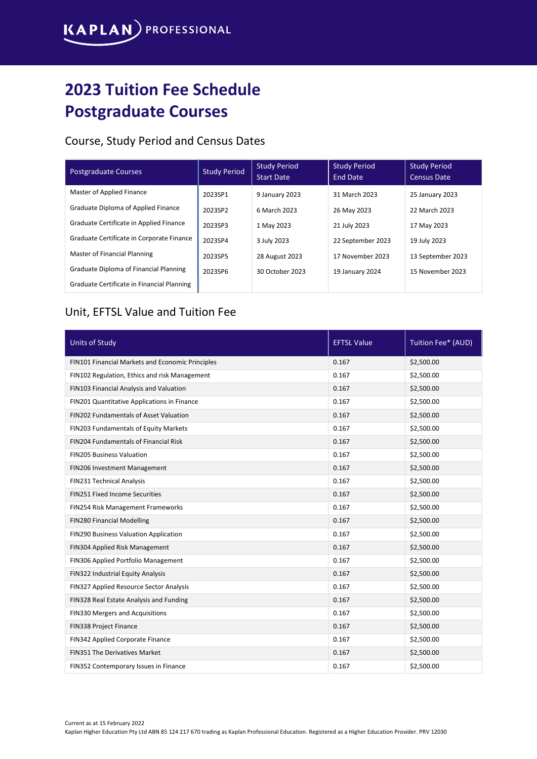KAPLAN PROFESSIONAL

# 2023 Tuition Fee Schedule
# Postgraduate Courses

## Course, Study Period and Census Dates

| Postgraduate Courses | Study Period | Study Period Start Date | Study Period End Date | Study Period Census Date |
|---|---|---|---|---|
| Master of Applied Finance | 2023SP1 | 9 January 2023 | 31 March 2023 | 25 January 2023 |
| Graduate Diploma of Applied Finance | 2023SP2 | 6 March 2023 | 26 May 2023 | 22 March 2023 |
| Graduate Certificate in Applied Finance | 2023SP3 | 1 May 2023 | 21 July 2023 | 17 May 2023 |
| Graduate Certificate in Corporate Finance | 2023SP4 | 3 July 2023 | 22 September 2023 | 19 July 2023 |
| Master of Financial Planning | 2023SP5 | 28 August 2023 | 17 November 2023 | 13 September 2023 |
| Graduate Diploma of Financial Planning | 2023SP6 | 30 October 2023 | 19 January 2024 | 15 November 2023 |
| Graduate Certificate in Financial Planning | | | | |

## Unit, EFTSL Value and Tuition Fee

| Units of Study | EFTSL Value | Tuition Fee* (AUD) |
|---|---|---|
| FIN101 Financial Markets and Economic Principles | 0.167 | $2,500.00 |
| FIN102 Regulation, Ethics and risk Management | 0.167 | $2,500.00 |
| FIN103 Financial Analysis and Valuation | 0.167 | $2,500.00 |
| FIN201 Quantitative Applications in Finance | 0.167 | $2,500.00 |
| FIN202 Fundamentals of Asset Valuation | 0.167 | $2,500.00 |
| FIN203 Fundamentals of Equity Markets | 0.167 | $2,500.00 |
| FIN204 Fundamentals of Financial Risk | 0.167 | $2,500.00 |
| FIN205 Business Valuation | 0.167 | $2,500.00 |
| FIN206 Investment Management | 0.167 | $2,500.00 |
| FIN231 Technical Analysis | 0.167 | $2,500.00 |
| FIN251 Fixed Income Securities | 0.167 | $2,500.00 |
| FIN254 Risk Management Frameworks | 0.167 | $2,500.00 |
| FIN280 Financial Modelling | 0.167 | $2,500.00 |
| FIN290 Business Valuation Application | 0.167 | $2,500.00 |
| FIN304 Applied Risk Management | 0.167 | $2,500.00 |
| FIN306 Applied Portfolio Management | 0.167 | $2,500.00 |
| FIN322 Industrial Equity Analysis | 0.167 | $2,500.00 |
| FIN327 Applied Resource Sector Analysis | 0.167 | $2,500.00 |
| FIN328 Real Estate Analysis and Funding | 0.167 | $2,500.00 |
| FIN330 Mergers and Acquisitions | 0.167 | $2,500.00 |
| FIN338 Project Finance | 0.167 | $2,500.00 |
| FIN342 Applied Corporate Finance | 0.167 | $2,500.00 |
| FIN351 The Derivatives Market | 0.167 | $2,500.00 |
| FIN352 Contemporary Issues in Finance | 0.167 | $2,500.00 |

Current as at 15 February 2022

Kaplan Higher Education Pty Ltd ABN 85 124 217 670 trading as Kaplan Professional Education. Registered as a Higher Education Provider. PRV 12030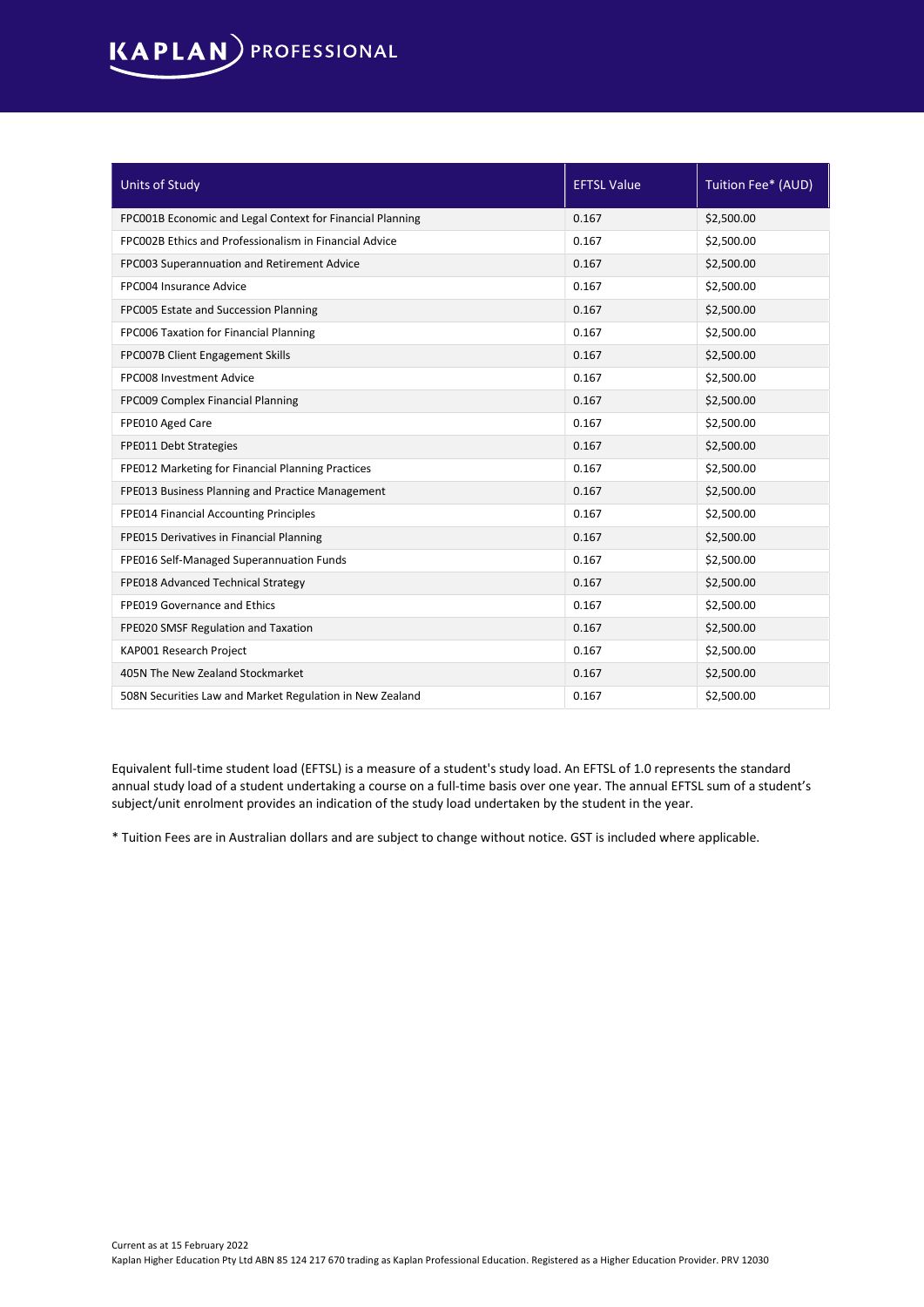| Units of Study | EFTSL Value | Tuition Fee* (AUD) |
|---|---|---|
| FPC001B Economic and Legal Context for Financial Planning | 0.167 | $2,500.00 |
| FPC002B Ethics and Professionalism in Financial Advice | 0.167 | $2,500.00 |
| FPC003 Superannuation and Retirement Advice | 0.167 | $2,500.00 |
| FPC004 Insurance Advice | 0.167 | $2,500.00 |
| FPC005 Estate and Succession Planning | 0.167 | $2,500.00 |
| FPC006 Taxation for Financial Planning | 0.167 | $2,500.00 |
| FPC007B Client Engagement Skills | 0.167 | $2,500.00 |
| FPC008 Investment Advice | 0.167 | $2,500.00 |
| FPC009 Complex Financial Planning | 0.167 | $2,500.00 |
| FPE010 Aged Care | 0.167 | $2,500.00 |
| FPE011 Debt Strategies | 0.167 | $2,500.00 |
| FPE012 Marketing for Financial Planning Practices | 0.167 | $2,500.00 |
| FPE013 Business Planning and Practice Management | 0.167 | $2,500.00 |
| FPE014 Financial Accounting Principles | 0.167 | $2,500.00 |
| FPE015 Derivatives in Financial Planning | 0.167 | $2,500.00 |
| FPE016 Self-Managed Superannuation Funds | 0.167 | $2,500.00 |
| FPE018 Advanced Technical Strategy | 0.167 | $2,500.00 |
| FPE019 Governance and Ethics | 0.167 | $2,500.00 |
| FPE020 SMSF Regulation and Taxation | 0.167 | $2,500.00 |
| KAP001 Research Project | 0.167 | $2,500.00 |
| 405N The New Zealand Stockmarket | 0.167 | $2,500.00 |
| 508N Securities Law and Market Regulation in New Zealand | 0.167 | $2,500.00 |

Equivalent full-time student load (EFTSL) is a measure of a student's study load. An EFTSL of 1.0 represents the standard annual study load of a student undertaking a course on a full-time basis over one year. The annual EFTSL sum of a student's subject/unit enrolment provides an indication of the study load undertaken by the student in the year.

* Tuition Fees are in Australian dollars and are subject to change without notice. GST is included where applicable.

Current as at 15 February 2022
Kaplan Higher Education Pty Ltd ABN 85 124 217 670 trading as Kaplan Professional Education. Registered as a Higher Education Provider. PRV 12030